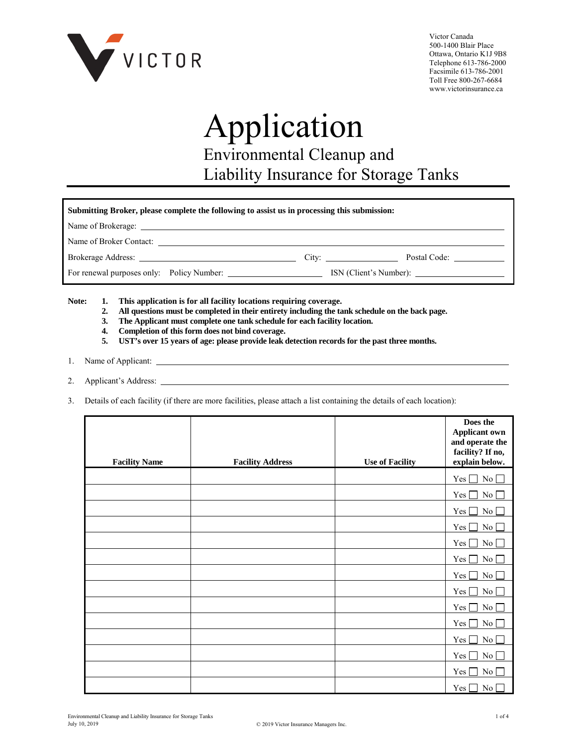VICTOR

Victor Canada
500-1400 Blair Place
Ottawa, Ontario K1J 9B8
Telephone 613-786-2000
Facsimile 613-786-2001
Toll Free 800-267-6684
www.victorinsurance.ca

# Application

## Environmental Cleanup and Liability Insurance for Storage Tanks

**Submitting Broker, please complete the following to assist us in processing this submission:**

Name of Brokerage: ______________________________

Name of Broker Contact: ______________________________

Brokerage Address: ______________________ City: ______________ Postal Code: ____________

For renewal purposes only: Policy Number: ____________________ ISN (Client's Number): ____________________

**Note:**
1. **This application is for all facility locations requiring coverage.**
2. **All questions must be completed in their entirety including the tank schedule on the back page.**
3. **The Applicant must complete one tank schedule for each facility location.**
4. **Completion of this form does not bind coverage.**
5. **UST's over 15 years of age: please provide leak detection records for the past three months.**

1. Name of Applicant: ______________________________

2. Applicant's Address: ______________________________

3. Details of each facility (if there are more facilities, please attach a list containing the details of each location):

| Facility Name | Facility Address | Use of Facility | Does the Applicant own and operate the facility? If no, explain below. |
|---|---|---|---|
| | | | Yes ☐ No ☐ |
| | | | Yes ☐ No ☐ |
| | | | Yes ☐ No ☐ |
| | | | Yes ☐ No ☐ |
| | | | Yes ☐ No ☐ |
| | | | Yes ☐ No ☐ |
| | | | Yes ☐ No ☐ |
| | | | Yes ☐ No ☐ |
| | | | Yes ☐ No ☐ |
| | | | Yes ☐ No ☐ |
| | | | Yes ☐ No ☐ |
| | | | Yes ☐ No ☐ |
| | | | Yes ☐ No ☐ |
| | | | Yes ☐ No ☐ |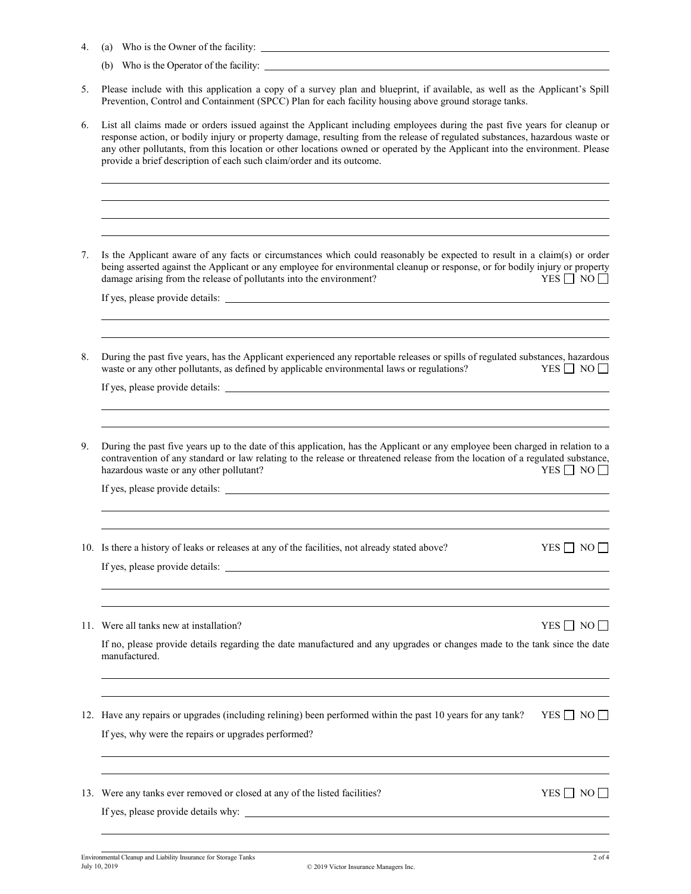4. (a) Who is the Owner of the facility: ____________________

   (b) Who is the Operator of the facility: ____________________

5. Please include with this application a copy of a survey plan and blueprint, if available, as well as the Applicant's Spill Prevention, Control and Containment (SPCC) Plan for each facility housing above ground storage tanks.

6. List all claims made or orders issued against the Applicant including employees during the past five years for cleanup or response action, or bodily injury or property damage, resulting from the release of regulated substances, hazardous waste or any other pollutants, from this location or other locations owned or operated by the Applicant into the environment. Please provide a brief description of each such claim/order and its outcome.

   ____________________

   ____________________

   ____________________

   ____________________

7. Is the Applicant aware of any facts or circumstances which could reasonably be expected to result in a claim(s) or order being asserted against the Applicant or any employee for environmental cleanup or response, or for bodily injury or property damage arising from the release of pollutants into the environment? YES ☐ NO ☐

   If yes, please provide details: ____________________

   ____________________

   ____________________

8. During the past five years, has the Applicant experienced any reportable releases or spills of regulated substances, hazardous waste or any other pollutants, as defined by applicable environmental laws or regulations? YES ☐ NO ☐

   If yes, please provide details: ____________________

   ____________________

   ____________________

9. During the past five years up to the date of this application, has the Applicant or any employee been charged in relation to a contravention of any standard or law relating to the release or threatened release from the location of a regulated substance, hazardous waste or any other pollutant? YES ☐ NO ☐

   If yes, please provide details: ____________________

   ____________________

   ____________________

10. Is there a history of leaks or releases at any of the facilities, not already stated above? YES ☐ NO ☐

    If yes, please provide details: ____________________

    ____________________

    ____________________

11. Were all tanks new at installation? YES ☐ NO ☐

    If no, please provide details regarding the date manufactured and any upgrades or changes made to the tank since the date manufactured.

    ____________________

    ____________________

12. Have any repairs or upgrades (including relining) been performed within the past 10 years for any tank? YES ☐ NO ☐

    If yes, why were the repairs or upgrades performed?

    ____________________

    ____________________

13. Were any tanks ever removed or closed at any of the listed facilities? YES ☐ NO ☐

    If yes, please provide details why: ____________________

    ____________________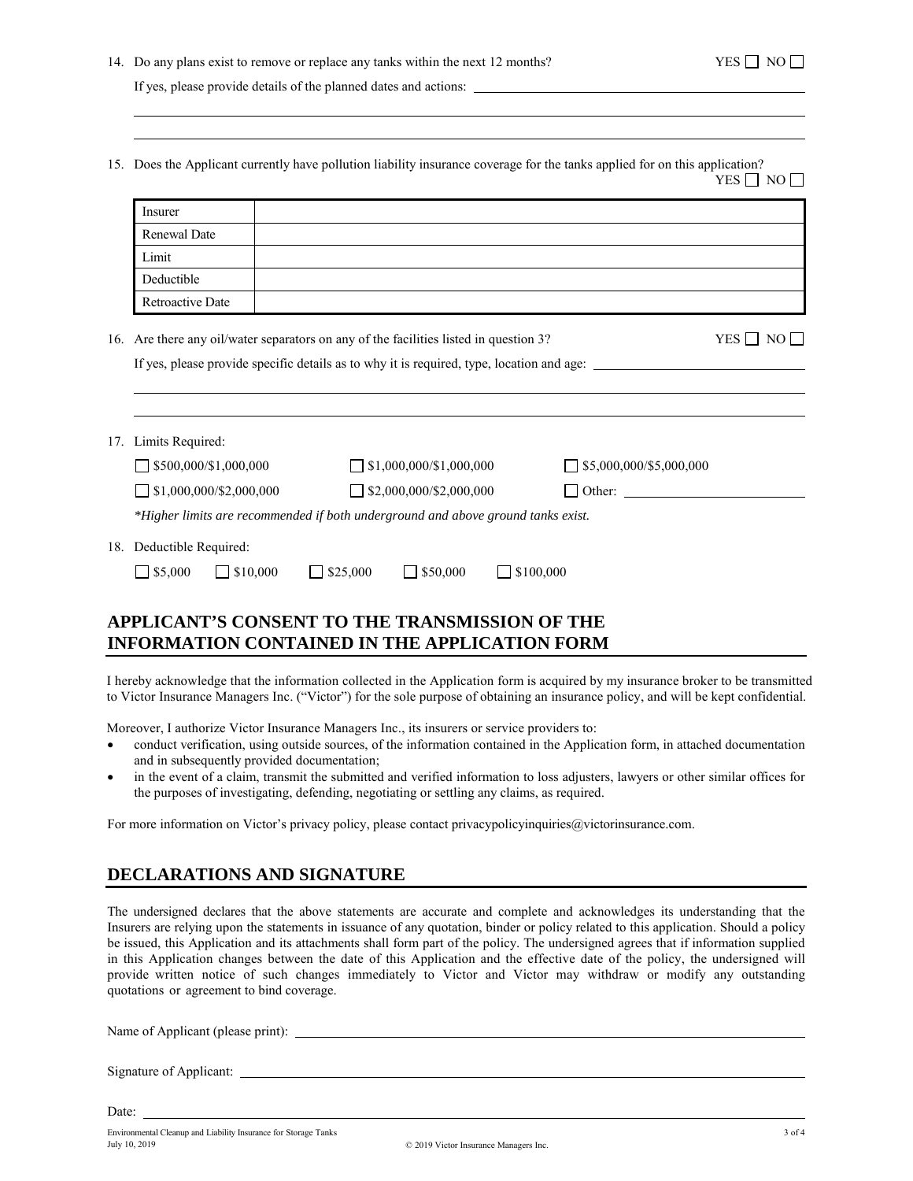14. Do any plans exist to remove or replace any tanks within the next 12 months? YES ☐ NO ☐

    If yes, please provide details of the planned dates and actions: ______________________________

    ______________________________________________________________________________

    ______________________________________________________________________________

15. Does the Applicant currently have pollution liability insurance coverage for the tanks applied for on this application? YES ☐ NO ☐

| Insurer | |
|---|---|
| Renewal Date | |
| Limit | |
| Deductible | |
| Retroactive Date | |

16. Are there any oil/water separators on any of the facilities listed in question 3? YES ☐ NO ☐

    If yes, please provide specific details as to why it is required, type, location and age: ______________________________

    ______________________________________________________________________________

    ______________________________________________________________________________

17. Limits Required:

    ☐ $500,000/$1,000,000 ☐ $1,000,000/$1,000,000 ☐ $5,000,000/$5,000,000

    ☐ $1,000,000/$2,000,000 ☐ $2,000,000/$2,000,000 ☐ Other: ______________________

    *\*Higher limits are recommended if both underground and above ground tanks exist.*

18. Deductible Required:

    ☐ $5,000 ☐ $10,000 ☐ $25,000 ☐ $50,000 ☐ $100,000

## APPLICANT'S CONSENT TO THE TRANSMISSION OF THE INFORMATION CONTAINED IN THE APPLICATION FORM

I hereby acknowledge that the information collected in the Application form is acquired by my insurance broker to be transmitted to Victor Insurance Managers Inc. ("Victor") for the sole purpose of obtaining an insurance policy, and will be kept confidential.

Moreover, I authorize Victor Insurance Managers Inc., its insurers or service providers to:

- conduct verification, using outside sources, of the information contained in the Application form, in attached documentation and in subsequently provided documentation;
- in the event of a claim, transmit the submitted and verified information to loss adjusters, lawyers or other similar offices for the purposes of investigating, defending, negotiating or settling any claims, as required.

For more information on Victor's privacy policy, please contact privacypolicyinquiries@victorinsurance.com.

## DECLARATIONS AND SIGNATURE

The undersigned declares that the above statements are accurate and complete and acknowledges its understanding that the Insurers are relying upon the statements in issuance of any quotation, binder or policy related to this application. Should a policy be issued, this Application and its attachments shall form part of the policy. The undersigned agrees that if information supplied in this Application changes between the date of this Application and the effective date of the policy, the undersigned will provide written notice of such changes immediately to Victor and Victor may withdraw or modify any outstanding quotations or agreement to bind coverage.

Name of Applicant (please print): ______________________________

Signature of Applicant: ______________________________

Date: ______________________________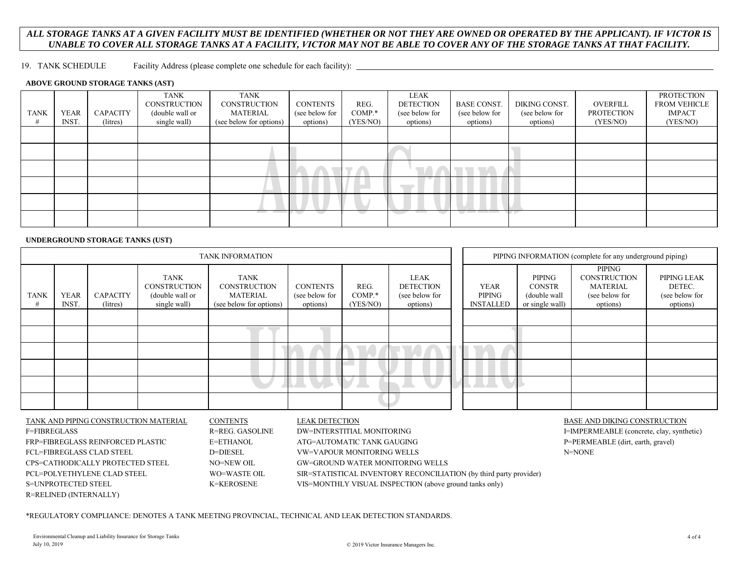***ALL STORAGE TANKS AT A GIVEN FACILITY MUST BE IDENTIFIED (WHETHER OR NOT THEY ARE OWNED OR OPERATED BY THE APPLICANT). IF VICTOR IS UNABLE TO COVER ALL STORAGE TANKS AT A FACILITY, VICTOR MAY NOT BE ABLE TO COVER ANY OF THE STORAGE TANKS AT THAT FACILITY.***

19. TANK SCHEDULE Facility Address (please complete one schedule for each facility): \_\_\_\_\_\_\_\_\_\_\_\_\_\_\_\_\_\_\_\_\_\_\_\_\_\_\_\_\_\_\_\_\_\_\_\_\_\_\_\_

**ABOVE GROUND STORAGE TANKS (AST)**

| TANK # | YEAR INST. | CAPACITY (litres) | TANK CONSTRUCTION (double wall or single wall) | TANK CONSTRUCTION MATERIAL (see below for options) | CONTENTS (see below for options) | REG. COMP.* (YES/NO) | LEAK DETECTION (see below for options) | BASE CONST. (see below for options) | DIKING CONST. (see below for options) | OVERFILL PROTECTION (YES/NO) | PROTECTION FROM VEHICLE IMPACT (YES/NO) |
|---|---|---|---|---|---|---|---|---|---|---|---|
| | | | | | | | | | | | |
| | | | | | | | | | | | |
| | | | | | | | | | | | |
| | | | | | | | | | | | |
| | | | | | | | | | | | |
| | | | | | | | | | | | |

**UNDERGROUND STORAGE TANKS (UST)**

| TANK INFORMATION | | | | | | | | PIPING INFORMATION (complete for any underground piping) | | | |
|---|---|---|---|---|---|---|---|---|---|---|---|
| TANK # | YEAR INST. | CAPACITY (litres) | TANK CONSTRUCTION (double wall or single wall) | TANK CONSTRUCTION MATERIAL (see below for options) | CONTENTS (see below for options) | REG. COMP.* (YES/NO) | LEAK DETECTION (see below for options) | YEAR PIPING INSTALLED | PIPING CONSTR (double wall or single wall) | PIPING CONSTRUCTION MATERIAL (see below for options) | PIPING LEAK DETEC. (see below for options) |
| | | | | | | | | | | | |
| | | | | | | | | | | | |
| | | | | | | | | | | | |
| | | | | | | | | | | | |
| | | | | | | | | | | | |
| | | | | | | | | | | | |

TANK AND PIPING CONSTRUCTION MATERIAL
- F=FIBREGLASS
- FRP=FIBREGLASS REINFORCED PLASTIC
- FCL=FIBREGLASS CLAD STEEL
- CPS=CATHODICALLY PROTECTED STEEL
- PCL=POLYETHYLENE CLAD STEEL
- S=UNPROTECTED STEEL
- R=RELINED (INTERNALLY)

CONTENTS
- R=REG. GASOLINE
- E=ETHANOL
- D=DIESEL
- NO=NEW OIL
- WO=WASTE OIL
- K=KEROSENE

LEAK DETECTION
- DW=INTERSTITIAL MONITORING
- ATG=AUTOMATIC TANK GAUGING
- VW=VAPOUR MONITORING WELLS
- GW=GROUND WATER MONITORING WELLS
- SIR=STATISTICAL INVENTORY RECONCILIATION (by third party provider)
- VIS=MONTHLY VISUAL INSPECTION (above ground tanks only)

BASE AND DIKING CONSTRUCTION
- I=IMPERMEABLE (concrete, clay, synthetic)
- P=PERMEABLE (dirt, earth, gravel)
- N=NONE

*REGULATORY COMPLIANCE: DENOTES A TANK MEETING PROVINCIAL, TECHNICAL AND LEAK DETECTION STANDARDS.

Environmental Cleanup and Liability Insurance for Storage Tanks
July 10, 2019

© 2019 Victor Insurance Managers Inc.